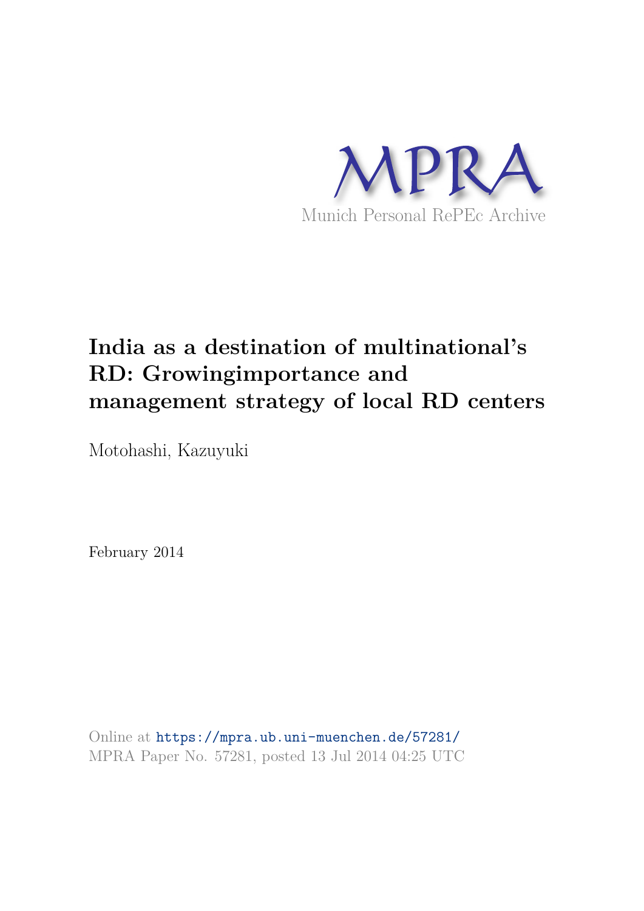MPRA

Munich Personal RePEc Archive

# India as a destination of multinational's RD: Growingimportance and management strategy of local RD centers

Motohashi, Kazuyuki

February 2014

Online at https://mpra.ub.uni-muenchen.de/57281/
MPRA Paper No. 57281, posted 13 Jul 2014 04:25 UTC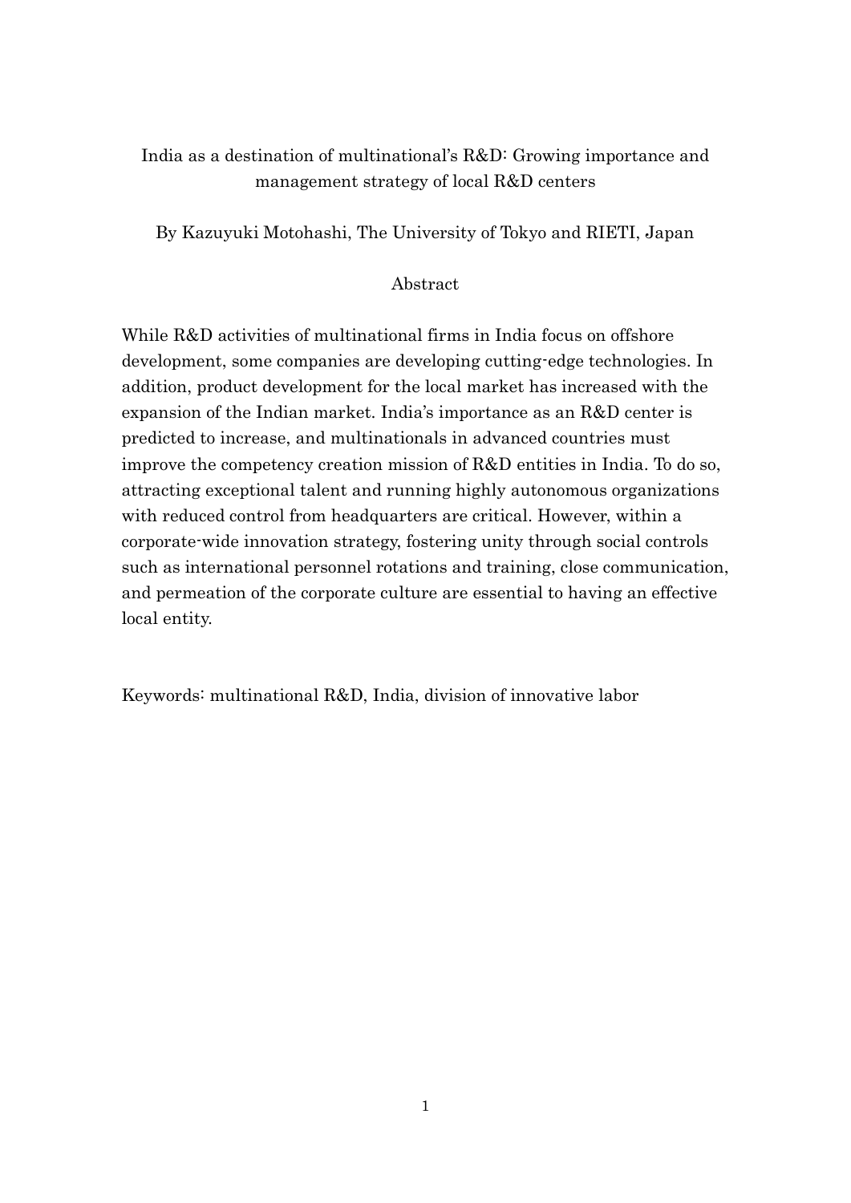# India as a destination of multinational's R&D: Growing importance and management strategy of local R&D centers

By Kazuyuki Motohashi, The University of Tokyo and RIETI, Japan

## Abstract

While R&D activities of multinational firms in India focus on offshore development, some companies are developing cutting-edge technologies. In addition, product development for the local market has increased with the expansion of the Indian market. India's importance as an R&D center is predicted to increase, and multinationals in advanced countries must improve the competency creation mission of R&D entities in India. To do so, attracting exceptional talent and running highly autonomous organizations with reduced control from headquarters are critical. However, within a corporate-wide innovation strategy, fostering unity through social controls such as international personnel rotations and training, close communication, and permeation of the corporate culture are essential to having an effective local entity.

Keywords: multinational R&D, India, division of innovative labor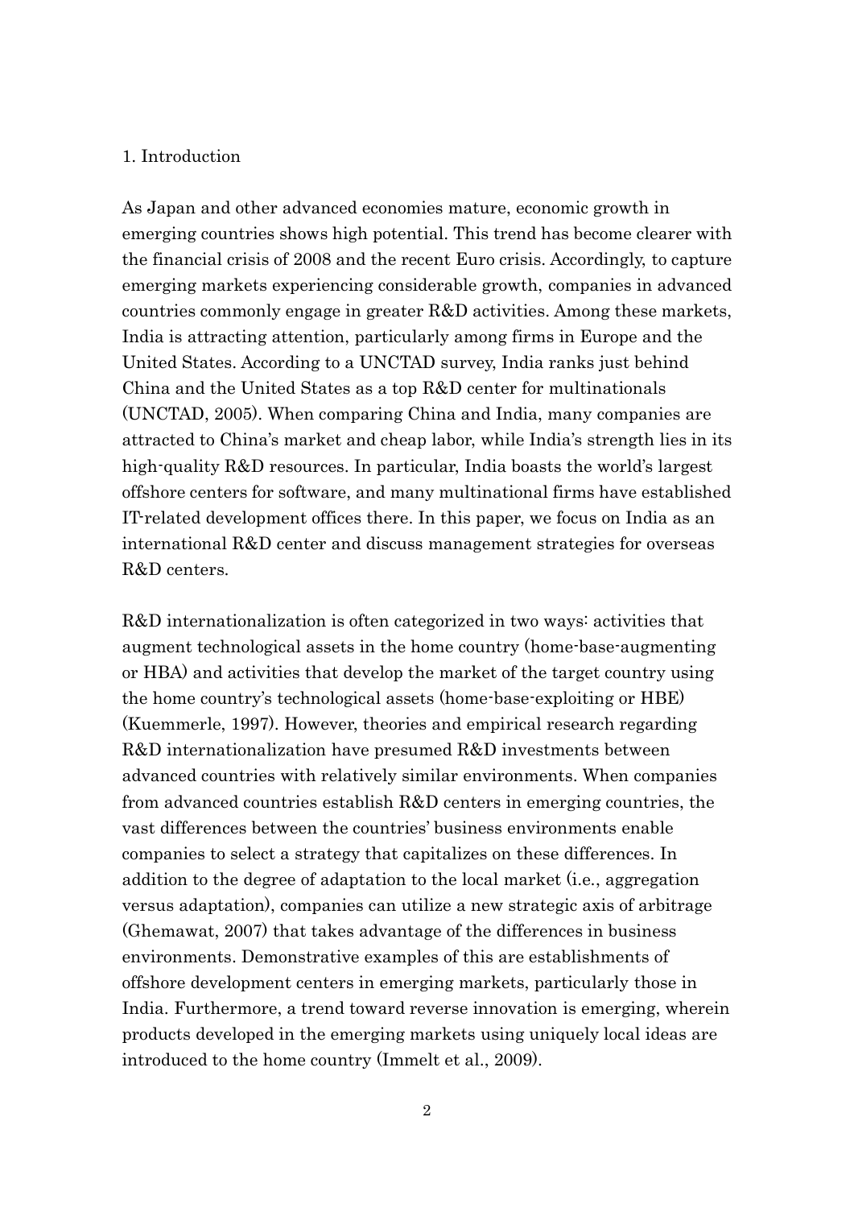## 1. Introduction

As Japan and other advanced economies mature, economic growth in emerging countries shows high potential. This trend has become clearer with the financial crisis of 2008 and the recent Euro crisis. Accordingly, to capture emerging markets experiencing considerable growth, companies in advanced countries commonly engage in greater R&D activities. Among these markets, India is attracting attention, particularly among firms in Europe and the United States. According to a UNCTAD survey, India ranks just behind China and the United States as a top R&D center for multinationals (UNCTAD, 2005). When comparing China and India, many companies are attracted to China's market and cheap labor, while India's strength lies in its high-quality R&D resources. In particular, India boasts the world's largest offshore centers for software, and many multinational firms have established IT-related development offices there. In this paper, we focus on India as an international R&D center and discuss management strategies for overseas R&D centers.

R&D internationalization is often categorized in two ways: activities that augment technological assets in the home country (home-base-augmenting or HBA) and activities that develop the market of the target country using the home country's technological assets (home-base-exploiting or HBE) (Kuemmerle, 1997). However, theories and empirical research regarding R&D internationalization have presumed R&D investments between advanced countries with relatively similar environments. When companies from advanced countries establish R&D centers in emerging countries, the vast differences between the countries' business environments enable companies to select a strategy that capitalizes on these differences. In addition to the degree of adaptation to the local market (i.e., aggregation versus adaptation), companies can utilize a new strategic axis of arbitrage (Ghemawat, 2007) that takes advantage of the differences in business environments. Demonstrative examples of this are establishments of offshore development centers in emerging markets, particularly those in India. Furthermore, a trend toward reverse innovation is emerging, wherein products developed in the emerging markets using uniquely local ideas are introduced to the home country (Immelt et al., 2009).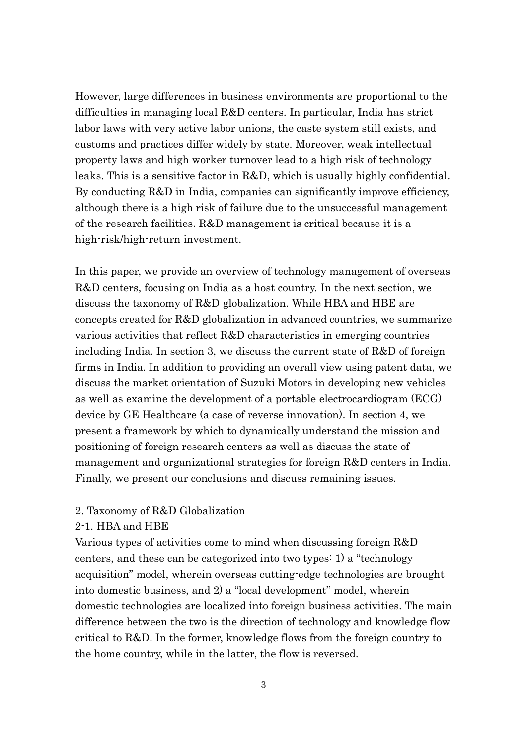However, large differences in business environments are proportional to the difficulties in managing local R&D centers. In particular, India has strict labor laws with very active labor unions, the caste system still exists, and customs and practices differ widely by state. Moreover, weak intellectual property laws and high worker turnover lead to a high risk of technology leaks. This is a sensitive factor in R&D, which is usually highly confidential. By conducting R&D in India, companies can significantly improve efficiency, although there is a high risk of failure due to the unsuccessful management of the research facilities. R&D management is critical because it is a high-risk/high-return investment.

In this paper, we provide an overview of technology management of overseas R&D centers, focusing on India as a host country. In the next section, we discuss the taxonomy of R&D globalization. While HBA and HBE are concepts created for R&D globalization in advanced countries, we summarize various activities that reflect R&D characteristics in emerging countries including India. In section 3, we discuss the current state of R&D of foreign firms in India. In addition to providing an overall view using patent data, we discuss the market orientation of Suzuki Motors in developing new vehicles as well as examine the development of a portable electrocardiogram (ECG) device by GE Healthcare (a case of reverse innovation). In section 4, we present a framework by which to dynamically understand the mission and positioning of foreign research centers as well as discuss the state of management and organizational strategies for foreign R&D centers in India. Finally, we present our conclusions and discuss remaining issues.

## 2. Taxonomy of R&D Globalization

### 2-1. HBA and HBE

Various types of activities come to mind when discussing foreign R&D centers, and these can be categorized into two types: 1) a "technology acquisition" model, wherein overseas cutting-edge technologies are brought into domestic business, and 2) a "local development" model, wherein domestic technologies are localized into foreign business activities. The main difference between the two is the direction of technology and knowledge flow critical to R&D. In the former, knowledge flows from the foreign country to the home country, while in the latter, the flow is reversed.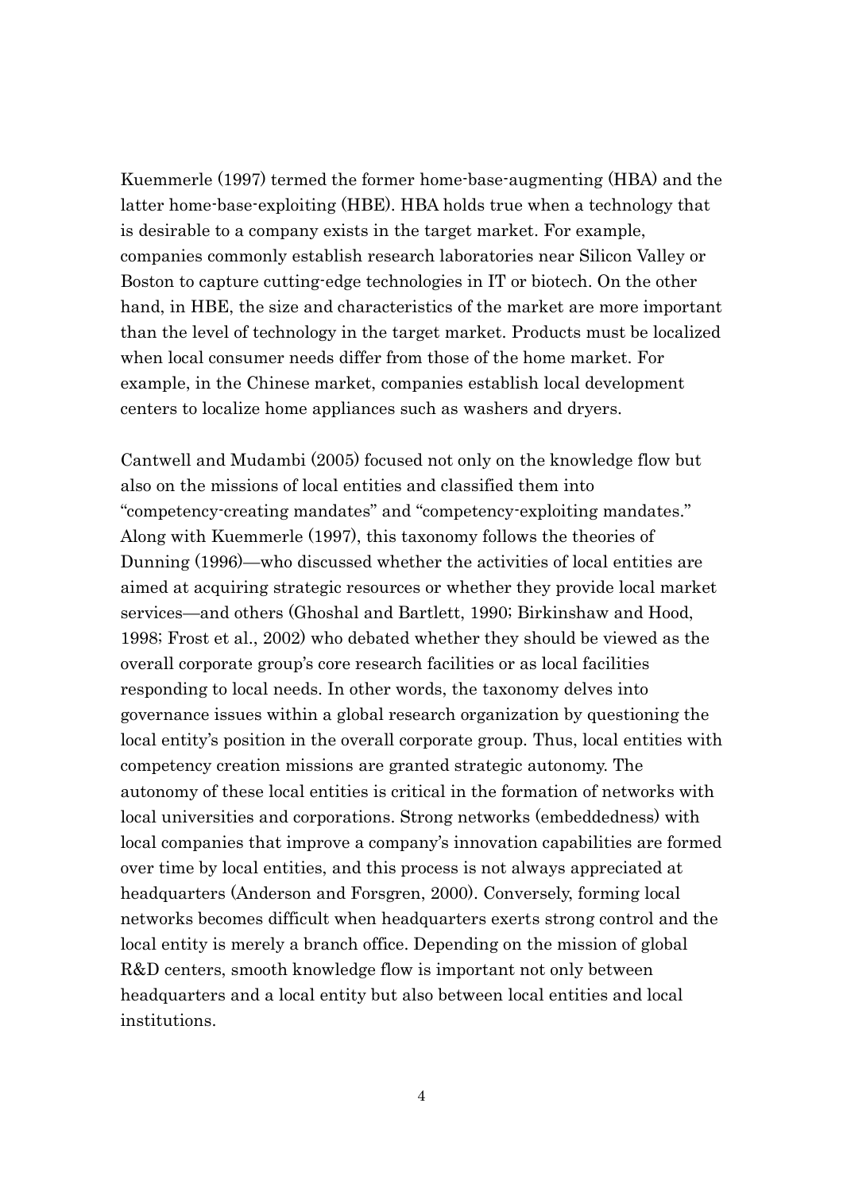Kuemmerle (1997) termed the former home-base-augmenting (HBA) and the latter home-base-exploiting (HBE). HBA holds true when a technology that is desirable to a company exists in the target market. For example, companies commonly establish research laboratories near Silicon Valley or Boston to capture cutting-edge technologies in IT or biotech. On the other hand, in HBE, the size and characteristics of the market are more important than the level of technology in the target market. Products must be localized when local consumer needs differ from those of the home market. For example, in the Chinese market, companies establish local development centers to localize home appliances such as washers and dryers.

Cantwell and Mudambi (2005) focused not only on the knowledge flow but also on the missions of local entities and classified them into "competency-creating mandates" and "competency-exploiting mandates." Along with Kuemmerle (1997), this taxonomy follows the theories of Dunning (1996)—who discussed whether the activities of local entities are aimed at acquiring strategic resources or whether they provide local market services—and others (Ghoshal and Bartlett, 1990; Birkinshaw and Hood, 1998; Frost et al., 2002) who debated whether they should be viewed as the overall corporate group's core research facilities or as local facilities responding to local needs. In other words, the taxonomy delves into governance issues within a global research organization by questioning the local entity's position in the overall corporate group. Thus, local entities with competency creation missions are granted strategic autonomy. The autonomy of these local entities is critical in the formation of networks with local universities and corporations. Strong networks (embeddedness) with local companies that improve a company's innovation capabilities are formed over time by local entities, and this process is not always appreciated at headquarters (Anderson and Forsgren, 2000). Conversely, forming local networks becomes difficult when headquarters exerts strong control and the local entity is merely a branch office. Depending on the mission of global R&D centers, smooth knowledge flow is important not only between headquarters and a local entity but also between local entities and local institutions.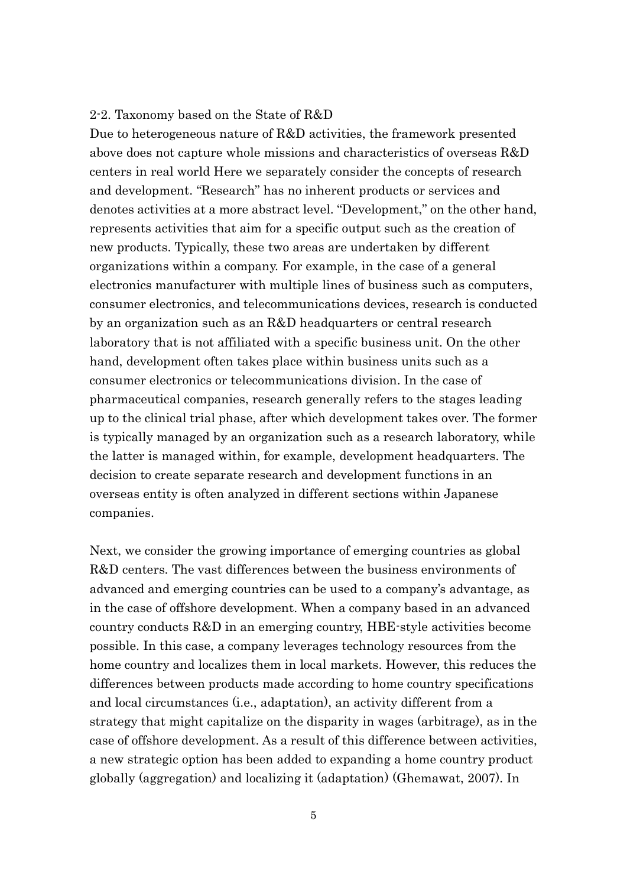## 2-2. Taxonomy based on the State of R&D

Due to heterogeneous nature of R&D activities, the framework presented above does not capture whole missions and characteristics of overseas R&D centers in real world Here we separately consider the concepts of research and development. "Research" has no inherent products or services and denotes activities at a more abstract level. "Development," on the other hand, represents activities that aim for a specific output such as the creation of new products. Typically, these two areas are undertaken by different organizations within a company. For example, in the case of a general electronics manufacturer with multiple lines of business such as computers, consumer electronics, and telecommunications devices, research is conducted by an organization such as an R&D headquarters or central research laboratory that is not affiliated with a specific business unit. On the other hand, development often takes place within business units such as a consumer electronics or telecommunications division. In the case of pharmaceutical companies, research generally refers to the stages leading up to the clinical trial phase, after which development takes over. The former is typically managed by an organization such as a research laboratory, while the latter is managed within, for example, development headquarters. The decision to create separate research and development functions in an overseas entity is often analyzed in different sections within Japanese companies.

Next, we consider the growing importance of emerging countries as global R&D centers. The vast differences between the business environments of advanced and emerging countries can be used to a company's advantage, as in the case of offshore development. When a company based in an advanced country conducts R&D in an emerging country, HBE-style activities become possible. In this case, a company leverages technology resources from the home country and localizes them in local markets. However, this reduces the differences between products made according to home country specifications and local circumstances (i.e., adaptation), an activity different from a strategy that might capitalize on the disparity in wages (arbitrage), as in the case of offshore development. As a result of this difference between activities, a new strategic option has been added to expanding a home country product globally (aggregation) and localizing it (adaptation) (Ghemawat, 2007). In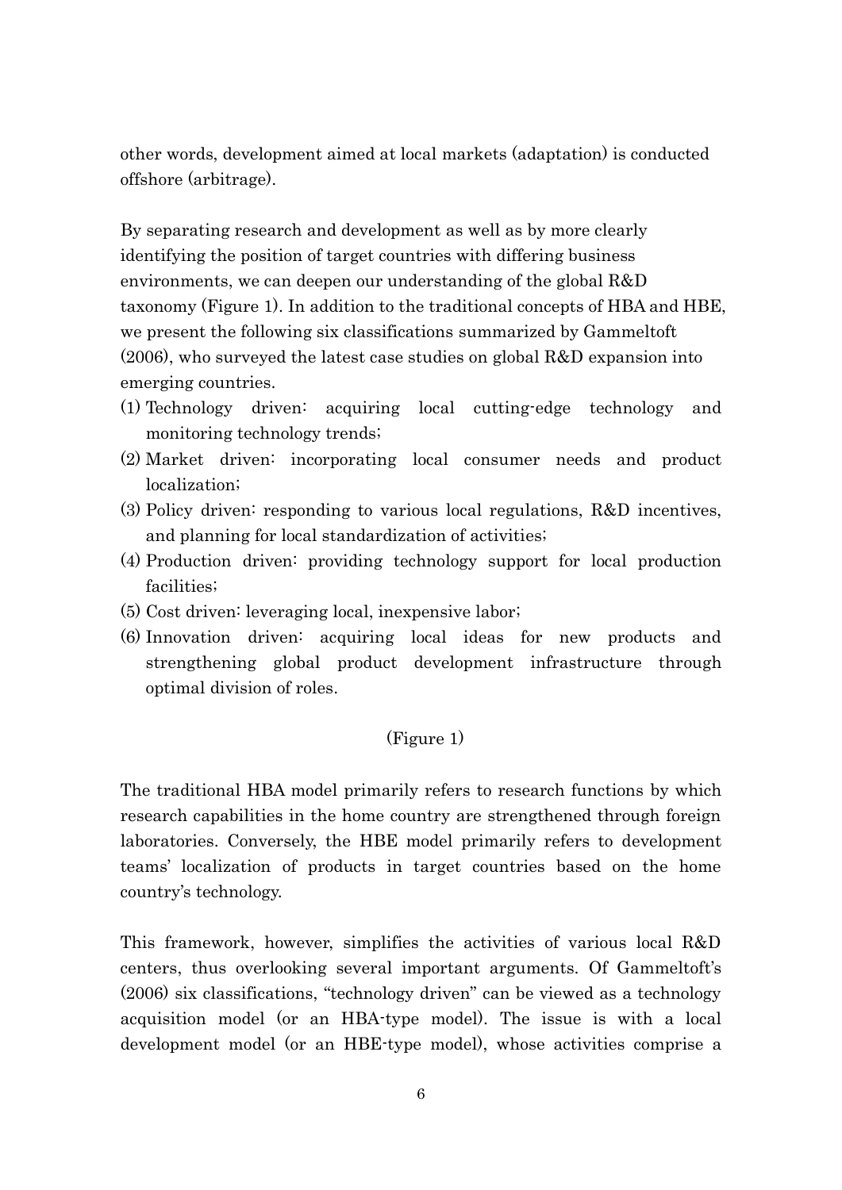other words, development aimed at local markets (adaptation) is conducted offshore (arbitrage).

By separating research and development as well as by more clearly identifying the position of target countries with differing business environments, we can deepen our understanding of the global R&D taxonomy (Figure 1). In addition to the traditional concepts of HBA and HBE, we present the following six classifications summarized by Gammeltoft (2006), who surveyed the latest case studies on global R&D expansion into emerging countries.

(1) Technology driven: acquiring local cutting-edge technology and monitoring technology trends;
(2) Market driven: incorporating local consumer needs and product localization;
(3) Policy driven: responding to various local regulations, R&D incentives, and planning for local standardization of activities;
(4) Production driven: providing technology support for local production facilities;
(5) Cost driven: leveraging local, inexpensive labor;
(6) Innovation driven: acquiring local ideas for new products and strengthening global product development infrastructure through optimal division of roles.

(Figure 1)

The traditional HBA model primarily refers to research functions by which research capabilities in the home country are strengthened through foreign laboratories. Conversely, the HBE model primarily refers to development teams' localization of products in target countries based on the home country's technology.

This framework, however, simplifies the activities of various local R&D centers, thus overlooking several important arguments. Of Gammeltoft's (2006) six classifications, "technology driven" can be viewed as a technology acquisition model (or an HBA-type model). The issue is with a local development model (or an HBE-type model), whose activities comprise a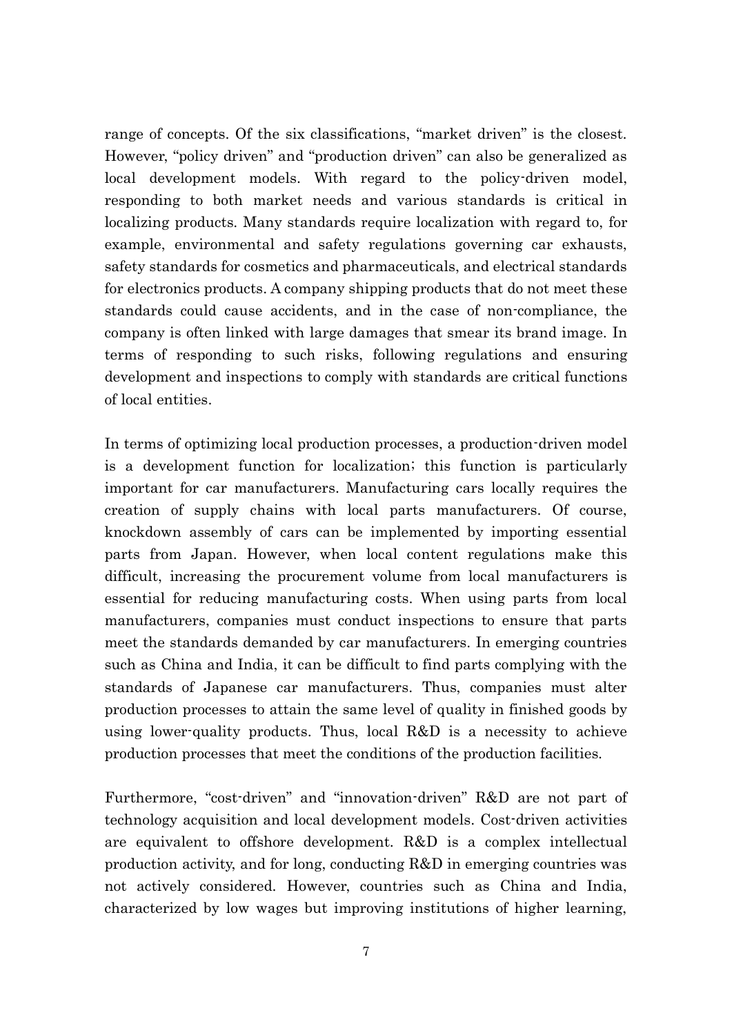range of concepts. Of the six classifications, "market driven" is the closest. However, "policy driven" and "production driven" can also be generalized as local development models. With regard to the policy-driven model, responding to both market needs and various standards is critical in localizing products. Many standards require localization with regard to, for example, environmental and safety regulations governing car exhausts, safety standards for cosmetics and pharmaceuticals, and electrical standards for electronics products. A company shipping products that do not meet these standards could cause accidents, and in the case of non-compliance, the company is often linked with large damages that smear its brand image. In terms of responding to such risks, following regulations and ensuring development and inspections to comply with standards are critical functions of local entities.

In terms of optimizing local production processes, a production-driven model is a development function for localization; this function is particularly important for car manufacturers. Manufacturing cars locally requires the creation of supply chains with local parts manufacturers. Of course, knockdown assembly of cars can be implemented by importing essential parts from Japan. However, when local content regulations make this difficult, increasing the procurement volume from local manufacturers is essential for reducing manufacturing costs. When using parts from local manufacturers, companies must conduct inspections to ensure that parts meet the standards demanded by car manufacturers. In emerging countries such as China and India, it can be difficult to find parts complying with the standards of Japanese car manufacturers. Thus, companies must alter production processes to attain the same level of quality in finished goods by using lower-quality products. Thus, local R&D is a necessity to achieve production processes that meet the conditions of the production facilities.

Furthermore, "cost-driven" and "innovation-driven" R&D are not part of technology acquisition and local development models. Cost-driven activities are equivalent to offshore development. R&D is a complex intellectual production activity, and for long, conducting R&D in emerging countries was not actively considered. However, countries such as China and India, characterized by low wages but improving institutions of higher learning,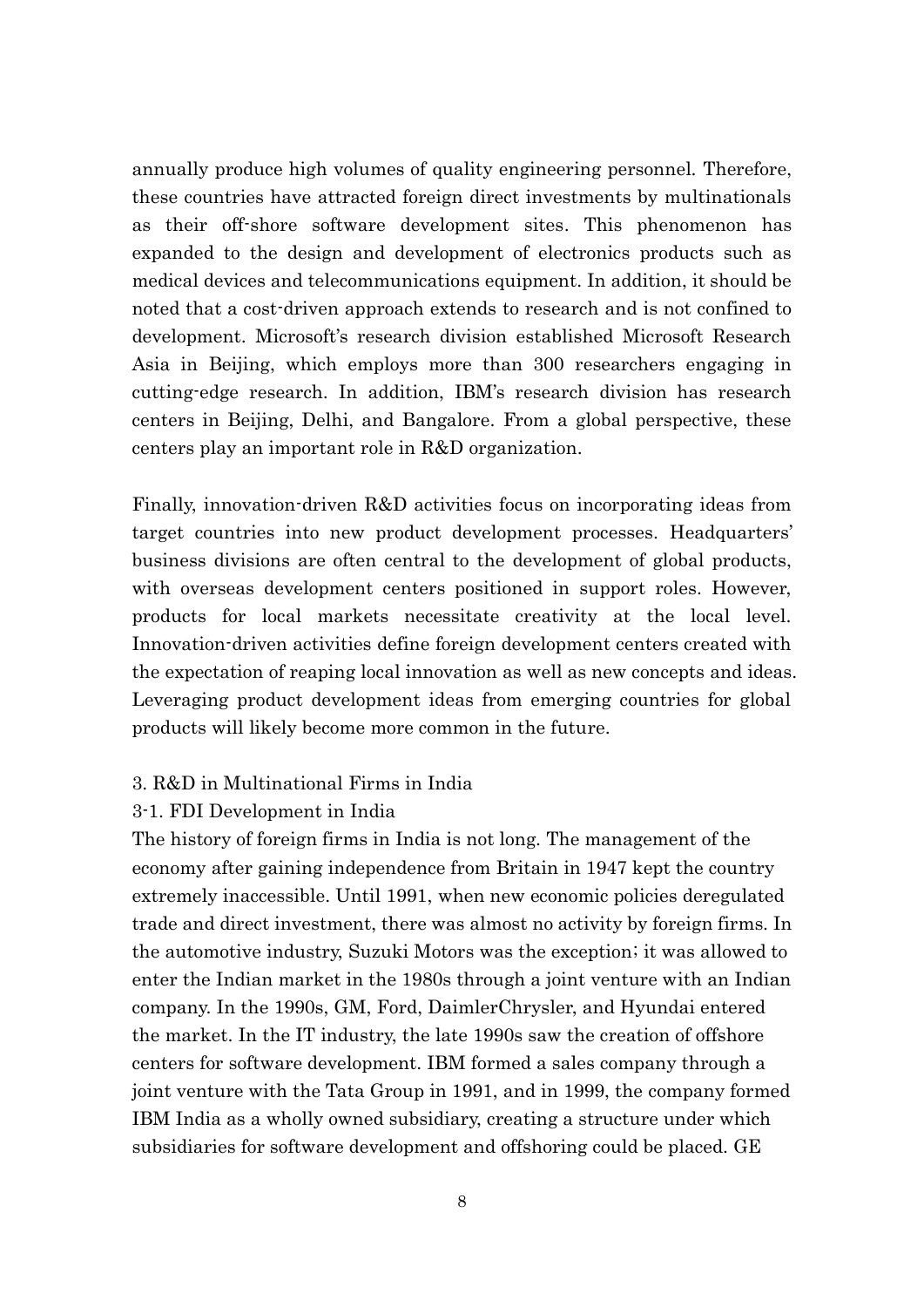annually produce high volumes of quality engineering personnel. Therefore, these countries have attracted foreign direct investments by multinationals as their off-shore software development sites. This phenomenon has expanded to the design and development of electronics products such as medical devices and telecommunications equipment. In addition, it should be noted that a cost-driven approach extends to research and is not confined to development. Microsoft's research division established Microsoft Research Asia in Beijing, which employs more than 300 researchers engaging in cutting-edge research. In addition, IBM's research division has research centers in Beijing, Delhi, and Bangalore. From a global perspective, these centers play an important role in R&D organization.

Finally, innovation-driven R&D activities focus on incorporating ideas from target countries into new product development processes. Headquarters' business divisions are often central to the development of global products, with overseas development centers positioned in support roles. However, products for local markets necessitate creativity at the local level. Innovation-driven activities define foreign development centers created with the expectation of reaping local innovation as well as new concepts and ideas. Leveraging product development ideas from emerging countries for global products will likely become more common in the future.

## 3. R&D in Multinational Firms in India

### 3-1. FDI Development in India

The history of foreign firms in India is not long. The management of the economy after gaining independence from Britain in 1947 kept the country extremely inaccessible. Until 1991, when new economic policies deregulated trade and direct investment, there was almost no activity by foreign firms. In the automotive industry, Suzuki Motors was the exception; it was allowed to enter the Indian market in the 1980s through a joint venture with an Indian company. In the 1990s, GM, Ford, DaimlerChrysler, and Hyundai entered the market. In the IT industry, the late 1990s saw the creation of offshore centers for software development. IBM formed a sales company through a joint venture with the Tata Group in 1991, and in 1999, the company formed IBM India as a wholly owned subsidiary, creating a structure under which subsidiaries for software development and offshoring could be placed. GE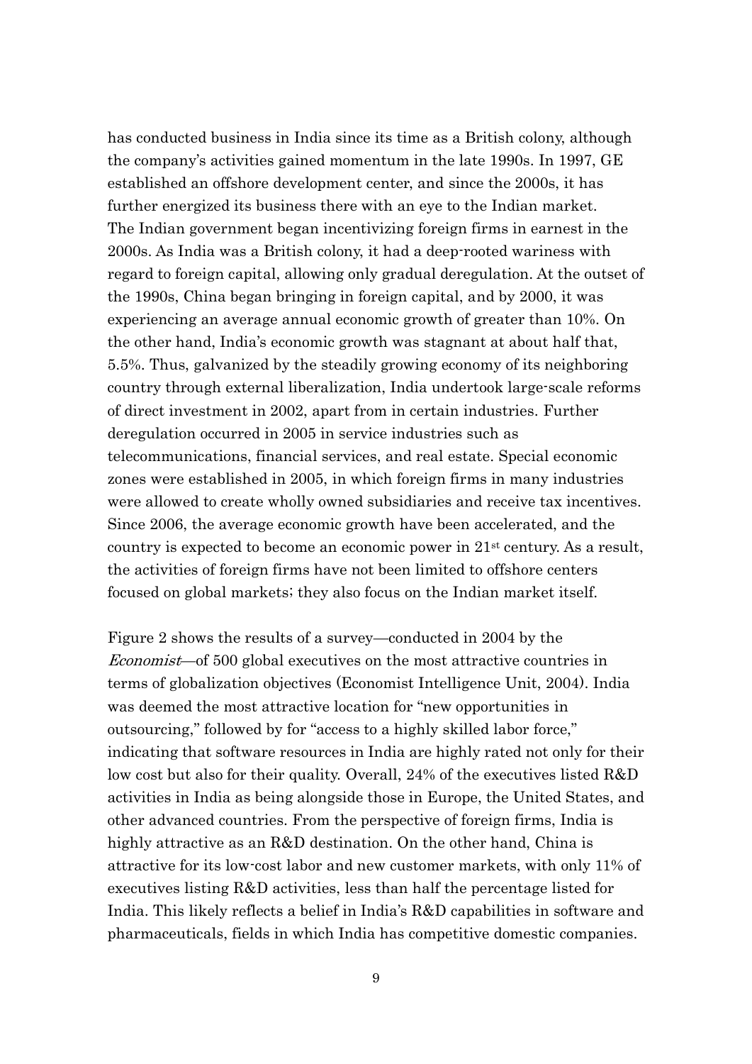has conducted business in India since its time as a British colony, although the company's activities gained momentum in the late 1990s. In 1997, GE established an offshore development center, and since the 2000s, it has further energized its business there with an eye to the Indian market. The Indian government began incentivizing foreign firms in earnest in the 2000s. As India was a British colony, it had a deep-rooted wariness with regard to foreign capital, allowing only gradual deregulation. At the outset of the 1990s, China began bringing in foreign capital, and by 2000, it was experiencing an average annual economic growth of greater than 10%. On the other hand, India's economic growth was stagnant at about half that, 5.5%. Thus, galvanized by the steadily growing economy of its neighboring country through external liberalization, India undertook large-scale reforms of direct investment in 2002, apart from in certain industries. Further deregulation occurred in 2005 in service industries such as telecommunications, financial services, and real estate. Special economic zones were established in 2005, in which foreign firms in many industries were allowed to create wholly owned subsidiaries and receive tax incentives. Since 2006, the average economic growth have been accelerated, and the country is expected to become an economic power in 21st century. As a result, the activities of foreign firms have not been limited to offshore centers focused on global markets; they also focus on the Indian market itself.

Figure 2 shows the results of a survey—conducted in 2004 by the *Economist*—of 500 global executives on the most attractive countries in terms of globalization objectives (Economist Intelligence Unit, 2004). India was deemed the most attractive location for "new opportunities in outsourcing," followed by for "access to a highly skilled labor force," indicating that software resources in India are highly rated not only for their low cost but also for their quality. Overall, 24% of the executives listed R&D activities in India as being alongside those in Europe, the United States, and other advanced countries. From the perspective of foreign firms, India is highly attractive as an R&D destination. On the other hand, China is attractive for its low-cost labor and new customer markets, with only 11% of executives listing R&D activities, less than half the percentage listed for India. This likely reflects a belief in India's R&D capabilities in software and pharmaceuticals, fields in which India has competitive domestic companies.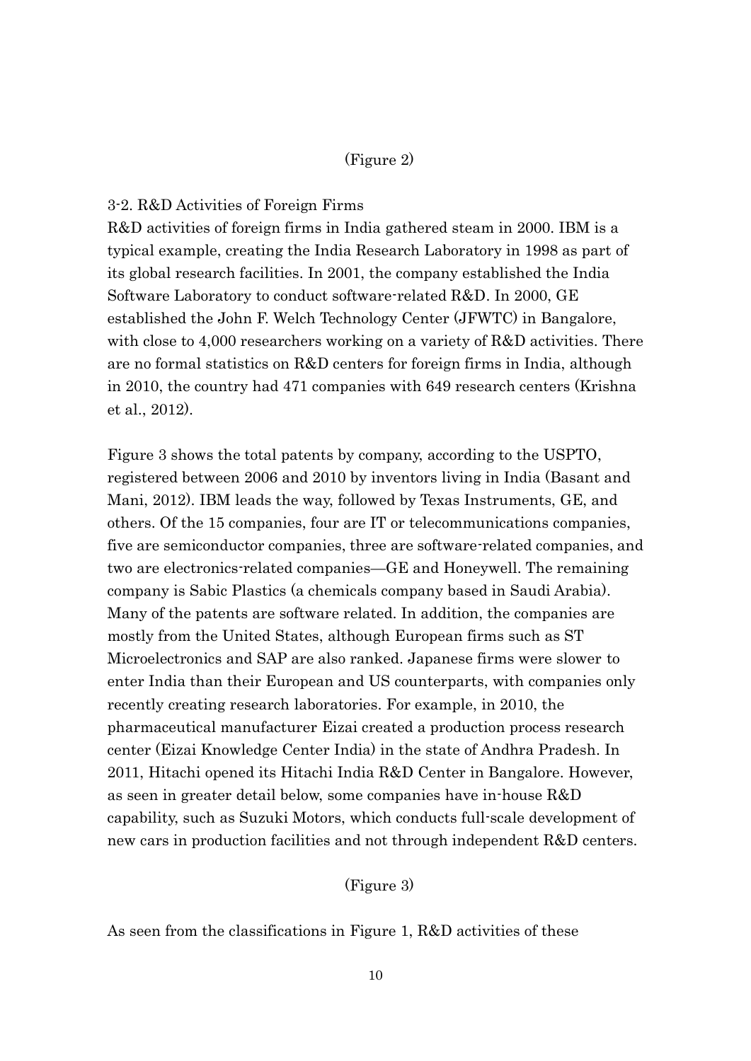(Figure 2)

### 3-2. R&D Activities of Foreign Firms

R&D activities of foreign firms in India gathered steam in 2000. IBM is a typical example, creating the India Research Laboratory in 1998 as part of its global research facilities. In 2001, the company established the India Software Laboratory to conduct software-related R&D. In 2000, GE established the John F. Welch Technology Center (JFWTC) in Bangalore, with close to 4,000 researchers working on a variety of R&D activities. There are no formal statistics on R&D centers for foreign firms in India, although in 2010, the country had 471 companies with 649 research centers (Krishna et al., 2012).

Figure 3 shows the total patents by company, according to the USPTO, registered between 2006 and 2010 by inventors living in India (Basant and Mani, 2012). IBM leads the way, followed by Texas Instruments, GE, and others. Of the 15 companies, four are IT or telecommunications companies, five are semiconductor companies, three are software-related companies, and two are electronics-related companies—GE and Honeywell. The remaining company is Sabic Plastics (a chemicals company based in Saudi Arabia). Many of the patents are software related. In addition, the companies are mostly from the United States, although European firms such as ST Microelectronics and SAP are also ranked. Japanese firms were slower to enter India than their European and US counterparts, with companies only recently creating research laboratories. For example, in 2010, the pharmaceutical manufacturer Eizai created a production process research center (Eizai Knowledge Center India) in the state of Andhra Pradesh. In 2011, Hitachi opened its Hitachi India R&D Center in Bangalore. However, as seen in greater detail below, some companies have in-house R&D capability, such as Suzuki Motors, which conducts full-scale development of new cars in production facilities and not through independent R&D centers.

(Figure 3)

As seen from the classifications in Figure 1, R&D activities of these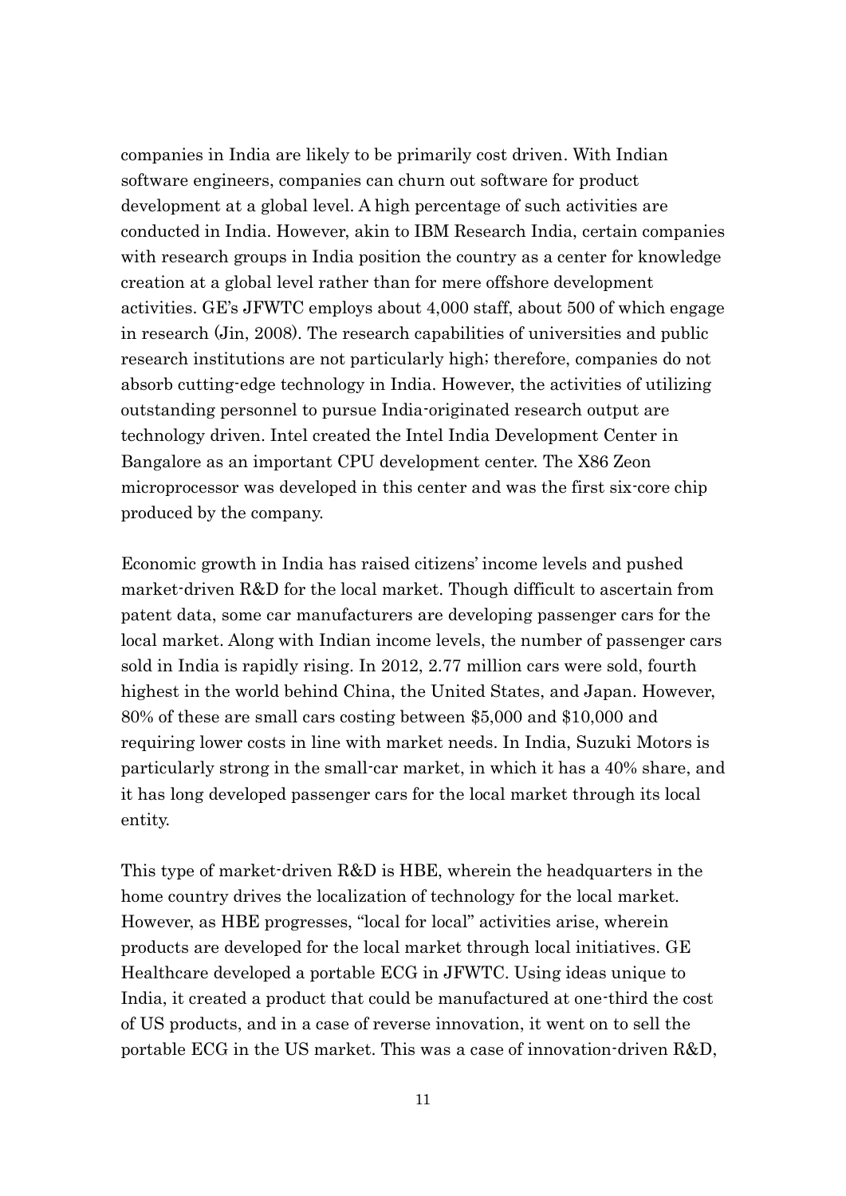companies in India are likely to be primarily cost driven. With Indian software engineers, companies can churn out software for product development at a global level. A high percentage of such activities are conducted in India. However, akin to IBM Research India, certain companies with research groups in India position the country as a center for knowledge creation at a global level rather than for mere offshore development activities. GE's JFWTC employs about 4,000 staff, about 500 of which engage in research (Jin, 2008). The research capabilities of universities and public research institutions are not particularly high; therefore, companies do not absorb cutting-edge technology in India. However, the activities of utilizing outstanding personnel to pursue India-originated research output are technology driven. Intel created the Intel India Development Center in Bangalore as an important CPU development center. The X86 Zeon microprocessor was developed in this center and was the first six-core chip produced by the company.

Economic growth in India has raised citizens' income levels and pushed market-driven R&D for the local market. Though difficult to ascertain from patent data, some car manufacturers are developing passenger cars for the local market. Along with Indian income levels, the number of passenger cars sold in India is rapidly rising. In 2012, 2.77 million cars were sold, fourth highest in the world behind China, the United States, and Japan. However, 80% of these are small cars costing between $5,000 and $10,000 and requiring lower costs in line with market needs. In India, Suzuki Motors is particularly strong in the small-car market, in which it has a 40% share, and it has long developed passenger cars for the local market through its local entity.

This type of market-driven R&D is HBE, wherein the headquarters in the home country drives the localization of technology for the local market. However, as HBE progresses, "local for local" activities arise, wherein products are developed for the local market through local initiatives. GE Healthcare developed a portable ECG in JFWTC. Using ideas unique to India, it created a product that could be manufactured at one-third the cost of US products, and in a case of reverse innovation, it went on to sell the portable ECG in the US market. This was a case of innovation-driven R&D,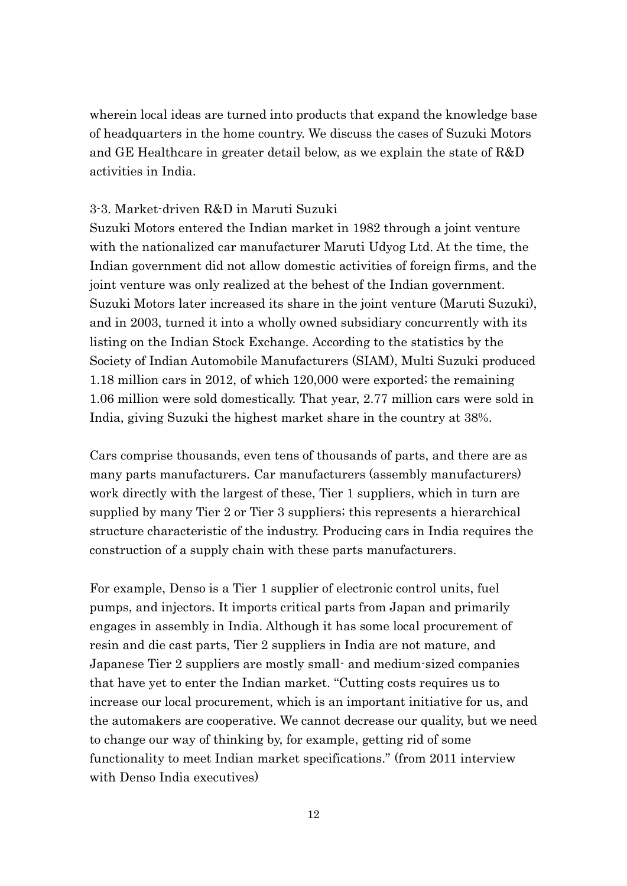wherein local ideas are turned into products that expand the knowledge base of headquarters in the home country. We discuss the cases of Suzuki Motors and GE Healthcare in greater detail below, as we explain the state of R&D activities in India.

### 3-3. Market-driven R&D in Maruti Suzuki

Suzuki Motors entered the Indian market in 1982 through a joint venture with the nationalized car manufacturer Maruti Udyog Ltd. At the time, the Indian government did not allow domestic activities of foreign firms, and the joint venture was only realized at the behest of the Indian government. Suzuki Motors later increased its share in the joint venture (Maruti Suzuki), and in 2003, turned it into a wholly owned subsidiary concurrently with its listing on the Indian Stock Exchange. According to the statistics by the Society of Indian Automobile Manufacturers (SIAM), Multi Suzuki produced 1.18 million cars in 2012, of which 120,000 were exported; the remaining 1.06 million were sold domestically. That year, 2.77 million cars were sold in India, giving Suzuki the highest market share in the country at 38%.

Cars comprise thousands, even tens of thousands of parts, and there are as many parts manufacturers. Car manufacturers (assembly manufacturers) work directly with the largest of these, Tier 1 suppliers, which in turn are supplied by many Tier 2 or Tier 3 suppliers; this represents a hierarchical structure characteristic of the industry. Producing cars in India requires the construction of a supply chain with these parts manufacturers.

For example, Denso is a Tier 1 supplier of electronic control units, fuel pumps, and injectors. It imports critical parts from Japan and primarily engages in assembly in India. Although it has some local procurement of resin and die cast parts, Tier 2 suppliers in India are not mature, and Japanese Tier 2 suppliers are mostly small- and medium-sized companies that have yet to enter the Indian market. "Cutting costs requires us to increase our local procurement, which is an important initiative for us, and the automakers are cooperative. We cannot decrease our quality, but we need to change our way of thinking by, for example, getting rid of some functionality to meet Indian market specifications." (from 2011 interview with Denso India executives)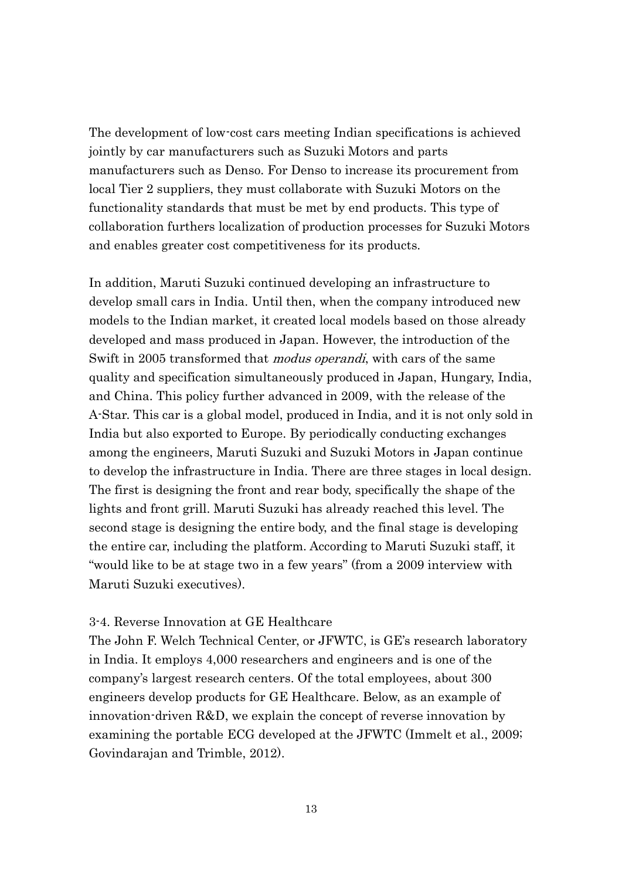The development of low-cost cars meeting Indian specifications is achieved jointly by car manufacturers such as Suzuki Motors and parts manufacturers such as Denso. For Denso to increase its procurement from local Tier 2 suppliers, they must collaborate with Suzuki Motors on the functionality standards that must be met by end products. This type of collaboration furthers localization of production processes for Suzuki Motors and enables greater cost competitiveness for its products.

In addition, Maruti Suzuki continued developing an infrastructure to develop small cars in India. Until then, when the company introduced new models to the Indian market, it created local models based on those already developed and mass produced in Japan. However, the introduction of the Swift in 2005 transformed that *modus operandi*, with cars of the same quality and specification simultaneously produced in Japan, Hungary, India, and China. This policy further advanced in 2009, with the release of the A-Star. This car is a global model, produced in India, and it is not only sold in India but also exported to Europe. By periodically conducting exchanges among the engineers, Maruti Suzuki and Suzuki Motors in Japan continue to develop the infrastructure in India. There are three stages in local design. The first is designing the front and rear body, specifically the shape of the lights and front grill. Maruti Suzuki has already reached this level. The second stage is designing the entire body, and the final stage is developing the entire car, including the platform. According to Maruti Suzuki staff, it "would like to be at stage two in a few years" (from a 2009 interview with Maruti Suzuki executives).

### 3-4. Reverse Innovation at GE Healthcare

The John F. Welch Technical Center, or JFWTC, is GE's research laboratory in India. It employs 4,000 researchers and engineers and is one of the company's largest research centers. Of the total employees, about 300 engineers develop products for GE Healthcare. Below, as an example of innovation-driven R&D, we explain the concept of reverse innovation by examining the portable ECG developed at the JFWTC (Immelt et al., 2009; Govindarajan and Trimble, 2012).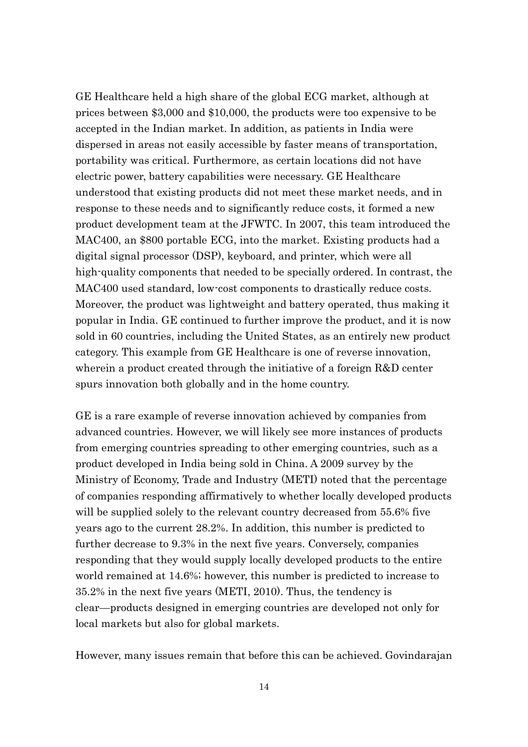GE Healthcare held a high share of the global ECG market, although at prices between $3,000 and $10,000, the products were too expensive to be accepted in the Indian market. In addition, as patients in India were dispersed in areas not easily accessible by faster means of transportation, portability was critical. Furthermore, as certain locations did not have electric power, battery capabilities were necessary. GE Healthcare understood that existing products did not meet these market needs, and in response to these needs and to significantly reduce costs, it formed a new product development team at the JFWTC. In 2007, this team introduced the MAC400, an $800 portable ECG, into the market. Existing products had a digital signal processor (DSP), keyboard, and printer, which were all high-quality components that needed to be specially ordered. In contrast, the MAC400 used standard, low-cost components to drastically reduce costs. Moreover, the product was lightweight and battery operated, thus making it popular in India. GE continued to further improve the product, and it is now sold in 60 countries, including the United States, as an entirely new product category. This example from GE Healthcare is one of reverse innovation, wherein a product created through the initiative of a foreign R&D center spurs innovation both globally and in the home country.

GE is a rare example of reverse innovation achieved by companies from advanced countries. However, we will likely see more instances of products from emerging countries spreading to other emerging countries, such as a product developed in India being sold in China. A 2009 survey by the Ministry of Economy, Trade and Industry (METI) noted that the percentage of companies responding affirmatively to whether locally developed products will be supplied solely to the relevant country decreased from 55.6% five years ago to the current 28.2%. In addition, this number is predicted to further decrease to 9.3% in the next five years. Conversely, companies responding that they would supply locally developed products to the entire world remained at 14.6%; however, this number is predicted to increase to 35.2% in the next five years (METI, 2010). Thus, the tendency is clear—products designed in emerging countries are developed not only for local markets but also for global markets.

However, many issues remain that before this can be achieved. Govindarajan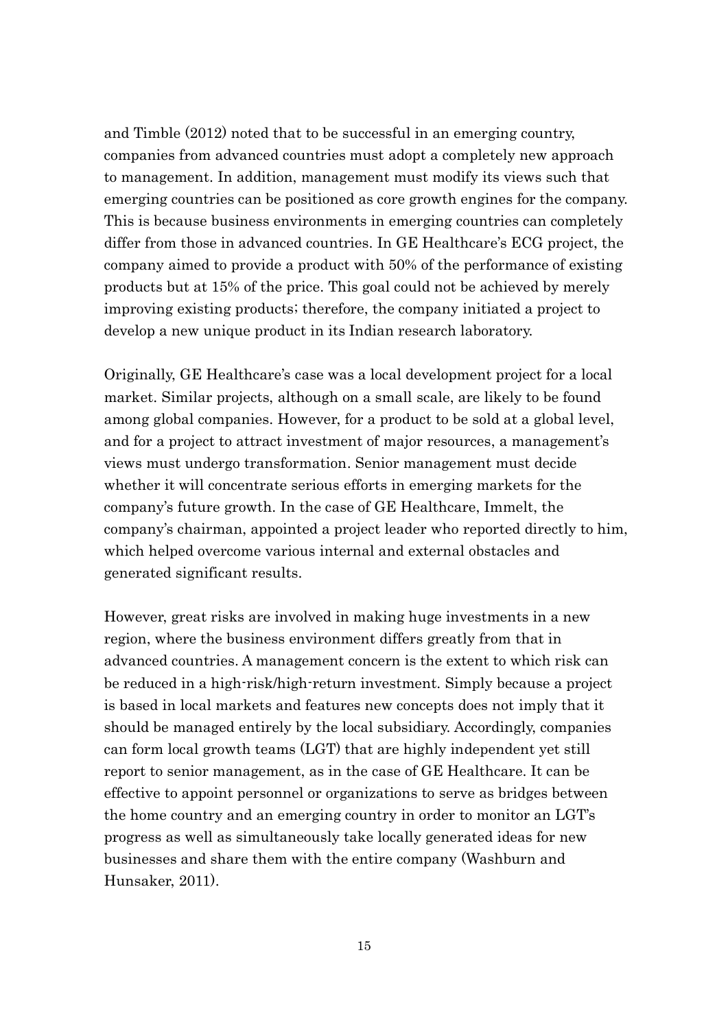and Timble (2012) noted that to be successful in an emerging country, companies from advanced countries must adopt a completely new approach to management. In addition, management must modify its views such that emerging countries can be positioned as core growth engines for the company. This is because business environments in emerging countries can completely differ from those in advanced countries. In GE Healthcare's ECG project, the company aimed to provide a product with 50% of the performance of existing products but at 15% of the price. This goal could not be achieved by merely improving existing products; therefore, the company initiated a project to develop a new unique product in its Indian research laboratory.

Originally, GE Healthcare's case was a local development project for a local market. Similar projects, although on a small scale, are likely to be found among global companies. However, for a product to be sold at a global level, and for a project to attract investment of major resources, a management's views must undergo transformation. Senior management must decide whether it will concentrate serious efforts in emerging markets for the company's future growth. In the case of GE Healthcare, Immelt, the company's chairman, appointed a project leader who reported directly to him, which helped overcome various internal and external obstacles and generated significant results.

However, great risks are involved in making huge investments in a new region, where the business environment differs greatly from that in advanced countries. A management concern is the extent to which risk can be reduced in a high-risk/high-return investment. Simply because a project is based in local markets and features new concepts does not imply that it should be managed entirely by the local subsidiary. Accordingly, companies can form local growth teams (LGT) that are highly independent yet still report to senior management, as in the case of GE Healthcare. It can be effective to appoint personnel or organizations to serve as bridges between the home country and an emerging country in order to monitor an LGT's progress as well as simultaneously take locally generated ideas for new businesses and share them with the entire company (Washburn and Hunsaker, 2011).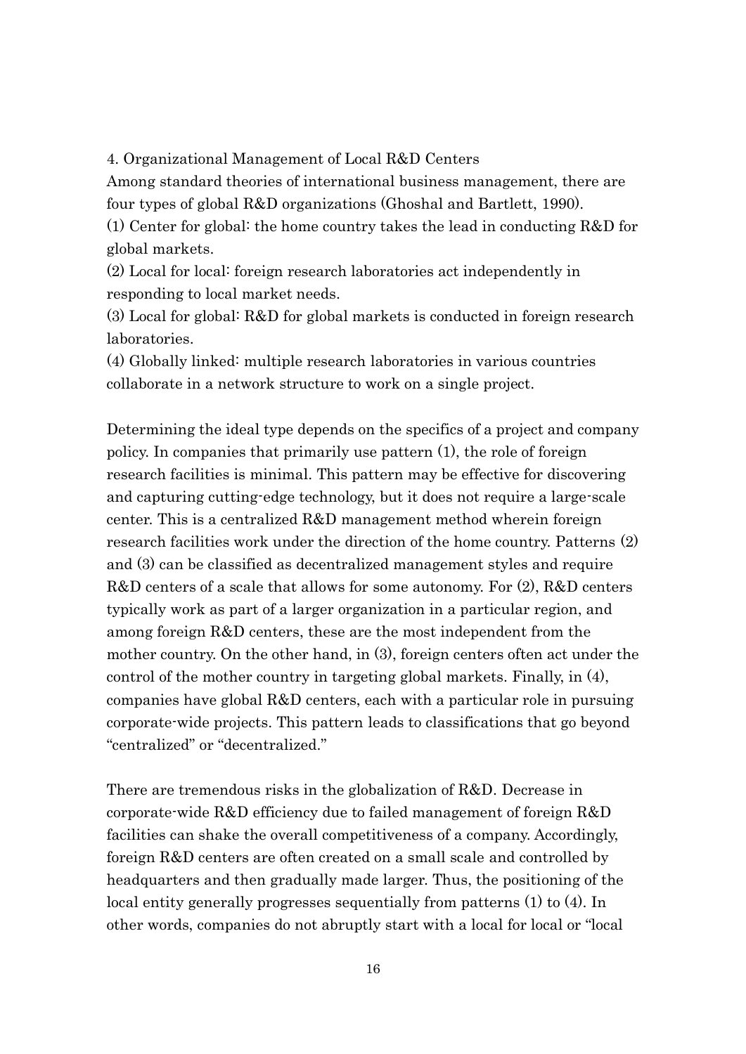## 4. Organizational Management of Local R&D Centers

Among standard theories of international business management, there are four types of global R&D organizations (Ghoshal and Bartlett, 1990).

(1) Center for global: the home country takes the lead in conducting R&D for global markets.

(2) Local for local: foreign research laboratories act independently in responding to local market needs.

(3) Local for global: R&D for global markets is conducted in foreign research laboratories.

(4) Globally linked: multiple research laboratories in various countries collaborate in a network structure to work on a single project.

Determining the ideal type depends on the specifics of a project and company policy. In companies that primarily use pattern (1), the role of foreign research facilities is minimal. This pattern may be effective for discovering and capturing cutting-edge technology, but it does not require a large-scale center. This is a centralized R&D management method wherein foreign research facilities work under the direction of the home country. Patterns (2) and (3) can be classified as decentralized management styles and require R&D centers of a scale that allows for some autonomy. For (2), R&D centers typically work as part of a larger organization in a particular region, and among foreign R&D centers, these are the most independent from the mother country. On the other hand, in (3), foreign centers often act under the control of the mother country in targeting global markets. Finally, in (4), companies have global R&D centers, each with a particular role in pursuing corporate-wide projects. This pattern leads to classifications that go beyond "centralized" or "decentralized."

There are tremendous risks in the globalization of R&D. Decrease in corporate-wide R&D efficiency due to failed management of foreign R&D facilities can shake the overall competitiveness of a company. Accordingly, foreign R&D centers are often created on a small scale and controlled by headquarters and then gradually made larger. Thus, the positioning of the local entity generally progresses sequentially from patterns (1) to (4). In other words, companies do not abruptly start with a local for local or "local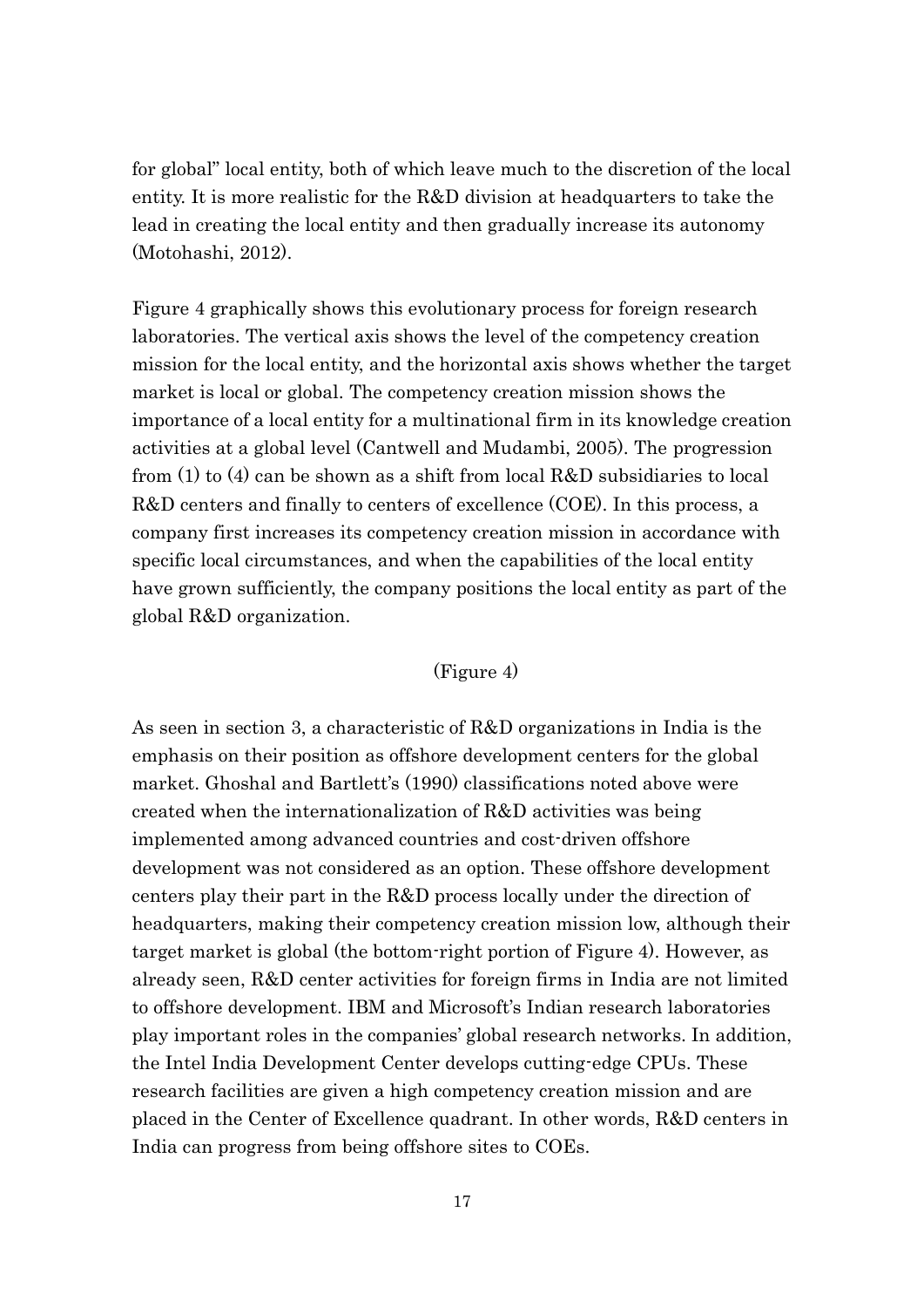for global" local entity, both of which leave much to the discretion of the local entity. It is more realistic for the R&D division at headquarters to take the lead in creating the local entity and then gradually increase its autonomy (Motohashi, 2012).

Figure 4 graphically shows this evolutionary process for foreign research laboratories. The vertical axis shows the level of the competency creation mission for the local entity, and the horizontal axis shows whether the target market is local or global. The competency creation mission shows the importance of a local entity for a multinational firm in its knowledge creation activities at a global level (Cantwell and Mudambi, 2005). The progression from (1) to (4) can be shown as a shift from local R&D subsidiaries to local R&D centers and finally to centers of excellence (COE). In this process, a company first increases its competency creation mission in accordance with specific local circumstances, and when the capabilities of the local entity have grown sufficiently, the company positions the local entity as part of the global R&D organization.

(Figure 4)

As seen in section 3, a characteristic of R&D organizations in India is the emphasis on their position as offshore development centers for the global market. Ghoshal and Bartlett's (1990) classifications noted above were created when the internationalization of R&D activities was being implemented among advanced countries and cost-driven offshore development was not considered as an option. These offshore development centers play their part in the R&D process locally under the direction of headquarters, making their competency creation mission low, although their target market is global (the bottom-right portion of Figure 4). However, as already seen, R&D center activities for foreign firms in India are not limited to offshore development. IBM and Microsoft's Indian research laboratories play important roles in the companies' global research networks. In addition, the Intel India Development Center develops cutting-edge CPUs. These research facilities are given a high competency creation mission and are placed in the Center of Excellence quadrant. In other words, R&D centers in India can progress from being offshore sites to COEs.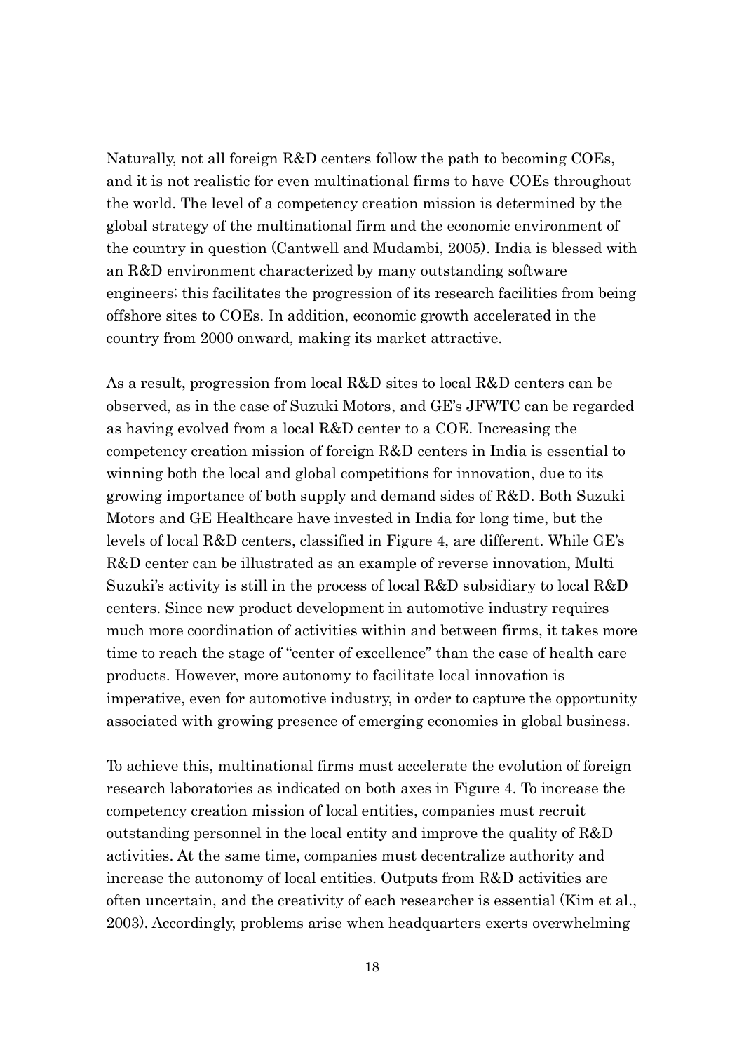Naturally, not all foreign R&D centers follow the path to becoming COEs, and it is not realistic for even multinational firms to have COEs throughout the world. The level of a competency creation mission is determined by the global strategy of the multinational firm and the economic environment of the country in question (Cantwell and Mudambi, 2005). India is blessed with an R&D environment characterized by many outstanding software engineers; this facilitates the progression of its research facilities from being offshore sites to COEs. In addition, economic growth accelerated in the country from 2000 onward, making its market attractive.

As a result, progression from local R&D sites to local R&D centers can be observed, as in the case of Suzuki Motors, and GE's JFWTC can be regarded as having evolved from a local R&D center to a COE. Increasing the competency creation mission of foreign R&D centers in India is essential to winning both the local and global competitions for innovation, due to its growing importance of both supply and demand sides of R&D. Both Suzuki Motors and GE Healthcare have invested in India for long time, but the levels of local R&D centers, classified in Figure 4, are different. While GE's R&D center can be illustrated as an example of reverse innovation, Multi Suzuki's activity is still in the process of local R&D subsidiary to local R&D centers. Since new product development in automotive industry requires much more coordination of activities within and between firms, it takes more time to reach the stage of "center of excellence" than the case of health care products. However, more autonomy to facilitate local innovation is imperative, even for automotive industry, in order to capture the opportunity associated with growing presence of emerging economies in global business.

To achieve this, multinational firms must accelerate the evolution of foreign research laboratories as indicated on both axes in Figure 4. To increase the competency creation mission of local entities, companies must recruit outstanding personnel in the local entity and improve the quality of R&D activities. At the same time, companies must decentralize authority and increase the autonomy of local entities. Outputs from R&D activities are often uncertain, and the creativity of each researcher is essential (Kim et al., 2003). Accordingly, problems arise when headquarters exerts overwhelming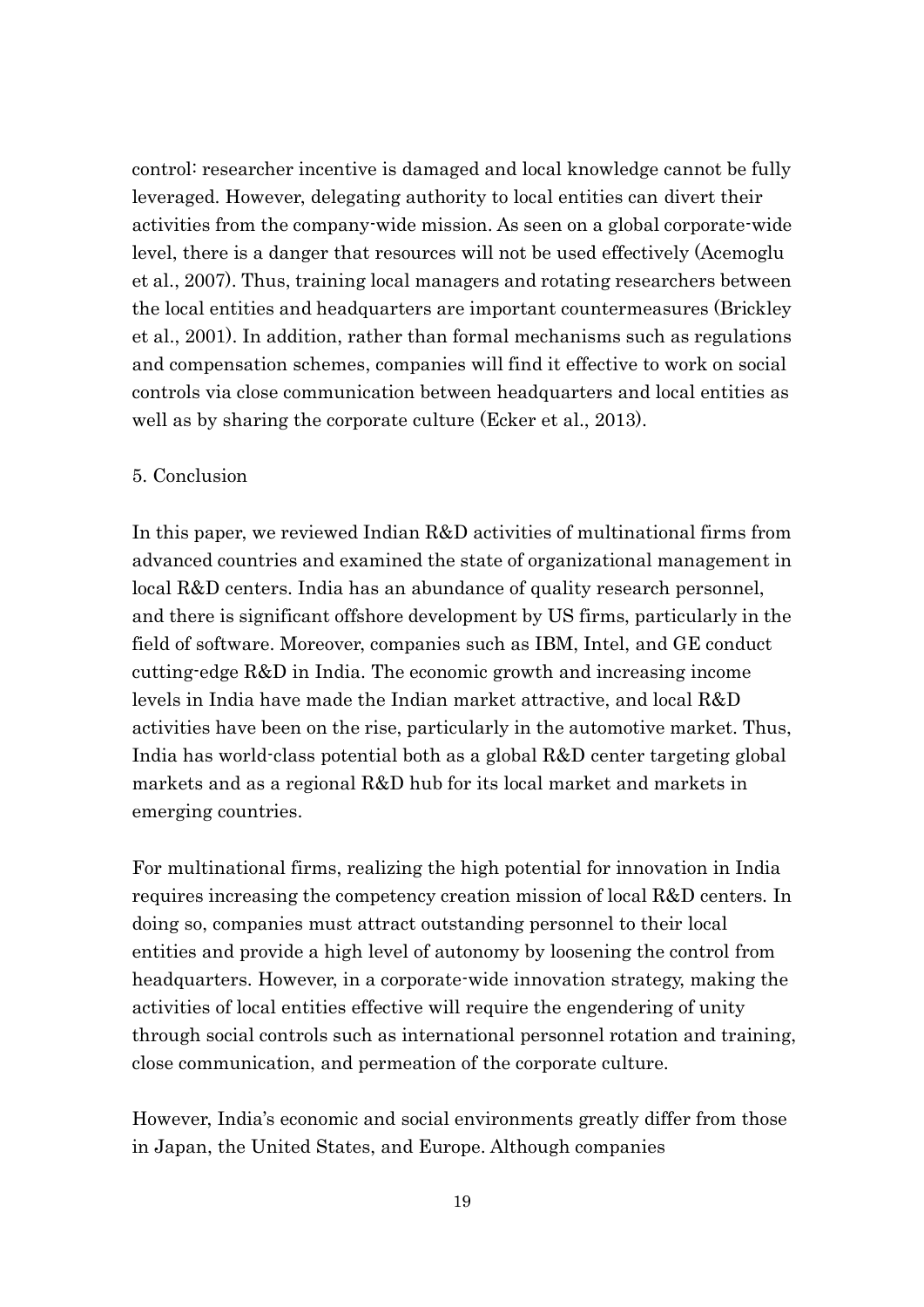control: researcher incentive is damaged and local knowledge cannot be fully leveraged. However, delegating authority to local entities can divert their activities from the company-wide mission. As seen on a global corporate-wide level, there is a danger that resources will not be used effectively (Acemoglu et al., 2007). Thus, training local managers and rotating researchers between the local entities and headquarters are important countermeasures (Brickley et al., 2001). In addition, rather than formal mechanisms such as regulations and compensation schemes, companies will find it effective to work on social controls via close communication between headquarters and local entities as well as by sharing the corporate culture (Ecker et al., 2013).

## 5. Conclusion

In this paper, we reviewed Indian R&D activities of multinational firms from advanced countries and examined the state of organizational management in local R&D centers. India has an abundance of quality research personnel, and there is significant offshore development by US firms, particularly in the field of software. Moreover, companies such as IBM, Intel, and GE conduct cutting-edge R&D in India. The economic growth and increasing income levels in India have made the Indian market attractive, and local R&D activities have been on the rise, particularly in the automotive market. Thus, India has world-class potential both as a global R&D center targeting global markets and as a regional R&D hub for its local market and markets in emerging countries.

For multinational firms, realizing the high potential for innovation in India requires increasing the competency creation mission of local R&D centers. In doing so, companies must attract outstanding personnel to their local entities and provide a high level of autonomy by loosening the control from headquarters. However, in a corporate-wide innovation strategy, making the activities of local entities effective will require the engendering of unity through social controls such as international personnel rotation and training, close communication, and permeation of the corporate culture.

However, India's economic and social environments greatly differ from those in Japan, the United States, and Europe. Although companies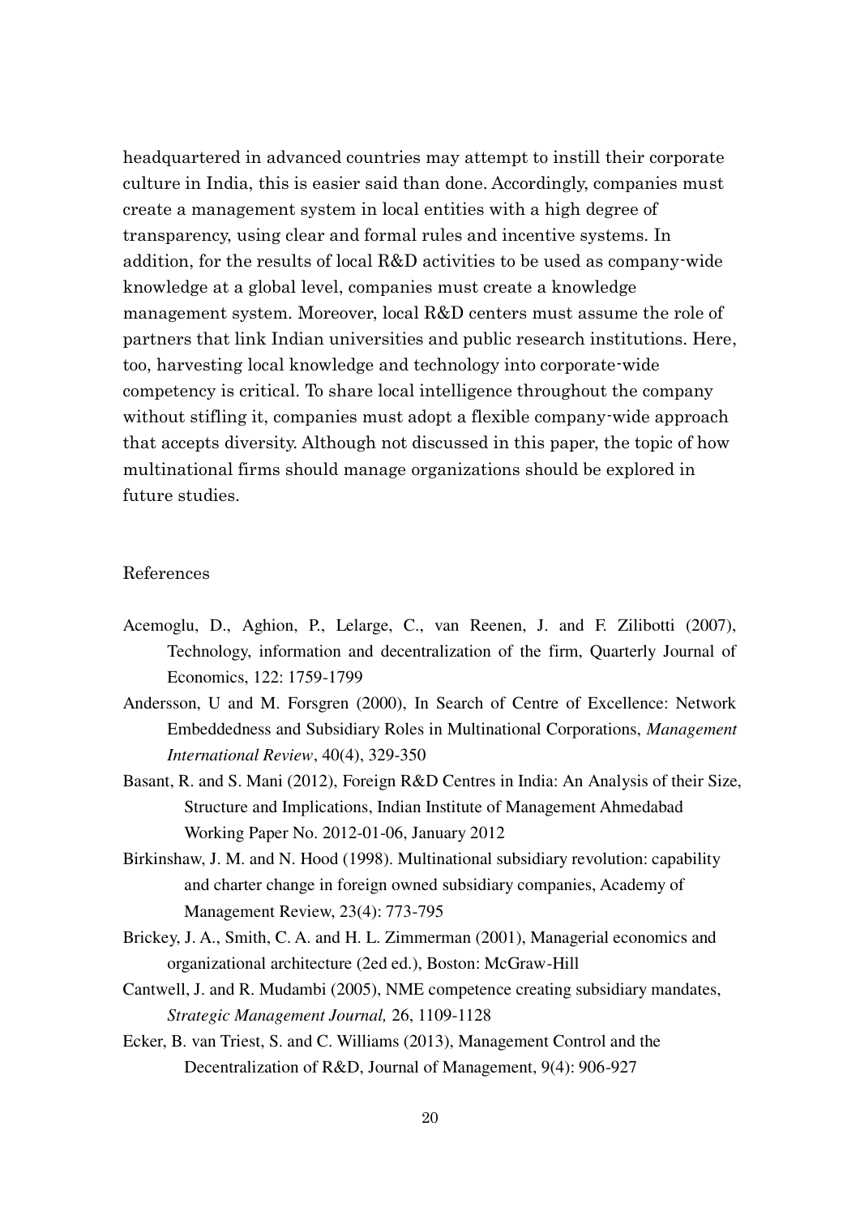headquartered in advanced countries may attempt to instill their corporate culture in India, this is easier said than done. Accordingly, companies must create a management system in local entities with a high degree of transparency, using clear and formal rules and incentive systems. In addition, for the results of local R&D activities to be used as company-wide knowledge at a global level, companies must create a knowledge management system. Moreover, local R&D centers must assume the role of partners that link Indian universities and public research institutions. Here, too, harvesting local knowledge and technology into corporate-wide competency is critical. To share local intelligence throughout the company without stifling it, companies must adopt a flexible company-wide approach that accepts diversity. Although not discussed in this paper, the topic of how multinational firms should manage organizations should be explored in future studies.

## References

Acemoglu, D., Aghion, P., Lelarge, C., van Reenen, J. and F. Zilibotti (2007), Technology, information and decentralization of the firm, Quarterly Journal of Economics, 122: 1759-1799

Andersson, U and M. Forsgren (2000), In Search of Centre of Excellence: Network Embeddedness and Subsidiary Roles in Multinational Corporations, *Management International Review*, 40(4), 329-350

Basant, R. and S. Mani (2012), Foreign R&D Centres in India: An Analysis of their Size, Structure and Implications, Indian Institute of Management Ahmedabad Working Paper No. 2012-01-06, January 2012

Birkinshaw, J. M. and N. Hood (1998). Multinational subsidiary revolution: capability and charter change in foreign owned subsidiary companies, Academy of Management Review, 23(4): 773-795

Brickey, J. A., Smith, C. A. and H. L. Zimmerman (2001), Managerial economics and organizational architecture (2ed ed.), Boston: McGraw-Hill

Cantwell, J. and R. Mudambi (2005), NME competence creating subsidiary mandates, *Strategic Management Journal,* 26, 1109-1128

Ecker, B. van Triest, S. and C. Williams (2013), Management Control and the Decentralization of R&D, Journal of Management, 9(4): 906-927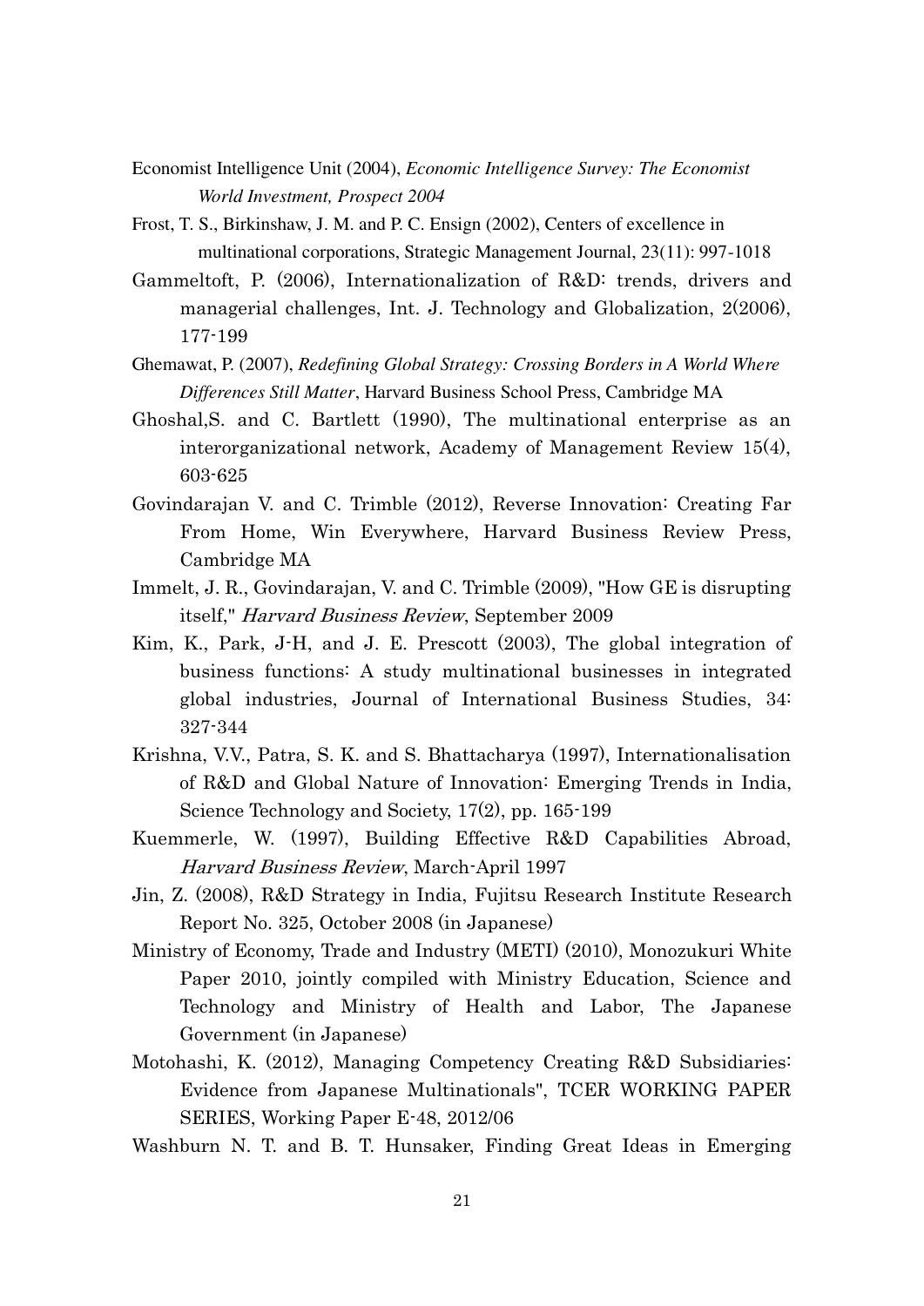Economist Intelligence Unit (2004), *Economic Intelligence Survey: The Economist World Investment, Prospect 2004*

Frost, T. S., Birkinshaw, J. M. and P. C. Ensign (2002), Centers of excellence in multinational corporations, Strategic Management Journal, 23(11): 997-1018

Gammeltoft, P. (2006), Internationalization of R&D: trends, drivers and managerial challenges, Int. J. Technology and Globalization, 2(2006), 177-199

Ghemawat, P. (2007), *Redefining Global Strategy: Crossing Borders in A World Where Differences Still Matter*, Harvard Business School Press, Cambridge MA

Ghoshal,S. and C. Bartlett (1990), The multinational enterprise as an interorganizational network, Academy of Management Review 15(4), 603-625

Govindarajan V. and C. Trimble (2012), Reverse Innovation: Creating Far From Home, Win Everywhere, Harvard Business Review Press, Cambridge MA

Immelt, J. R., Govindarajan, V. and C. Trimble (2009), "How GE is disrupting itself," *Harvard Business Review*, September 2009

Kim, K., Park, J-H, and J. E. Prescott (2003), The global integration of business functions: A study multinational businesses in integrated global industries, Journal of International Business Studies, 34: 327-344

Krishna, V.V., Patra, S. K. and S. Bhattacharya (1997), Internationalisation of R&D and Global Nature of Innovation: Emerging Trends in India, Science Technology and Society, 17(2), pp. 165-199

Kuemmerle, W. (1997), Building Effective R&D Capabilities Abroad, *Harvard Business Review*, March-April 1997

Jin, Z. (2008), R&D Strategy in India, Fujitsu Research Institute Research Report No. 325, October 2008 (in Japanese)

Ministry of Economy, Trade and Industry (METI) (2010), Monozukuri White Paper 2010, jointly compiled with Ministry Education, Science and Technology and Ministry of Health and Labor, The Japanese Government (in Japanese)

Motohashi, K. (2012), Managing Competency Creating R&D Subsidiaries: Evidence from Japanese Multinationals", TCER WORKING PAPER SERIES, Working Paper E-48, 2012/06

Washburn N. T. and B. T. Hunsaker, Finding Great Ideas in Emerging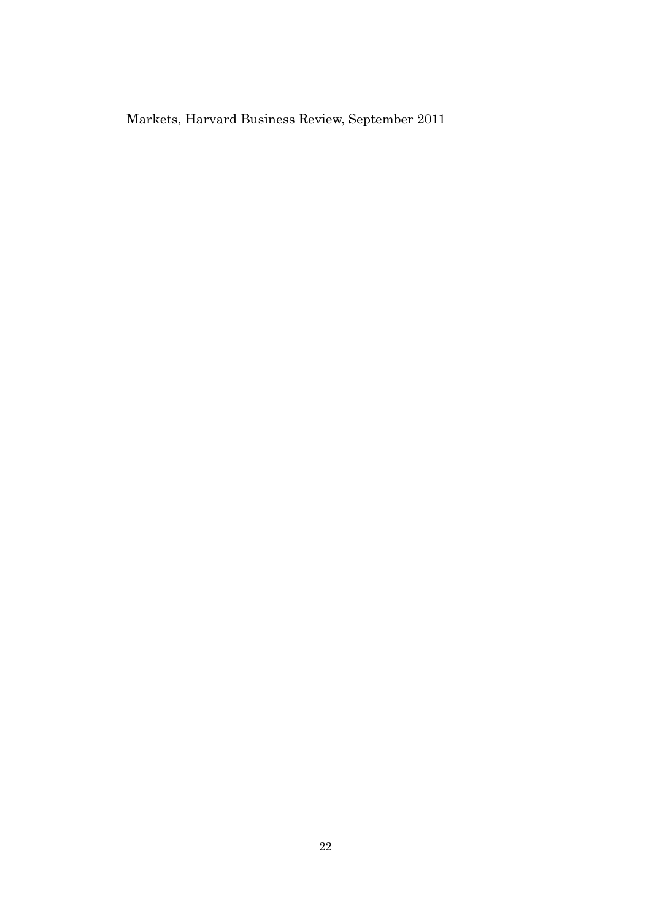Markets, Harvard Business Review, September 2011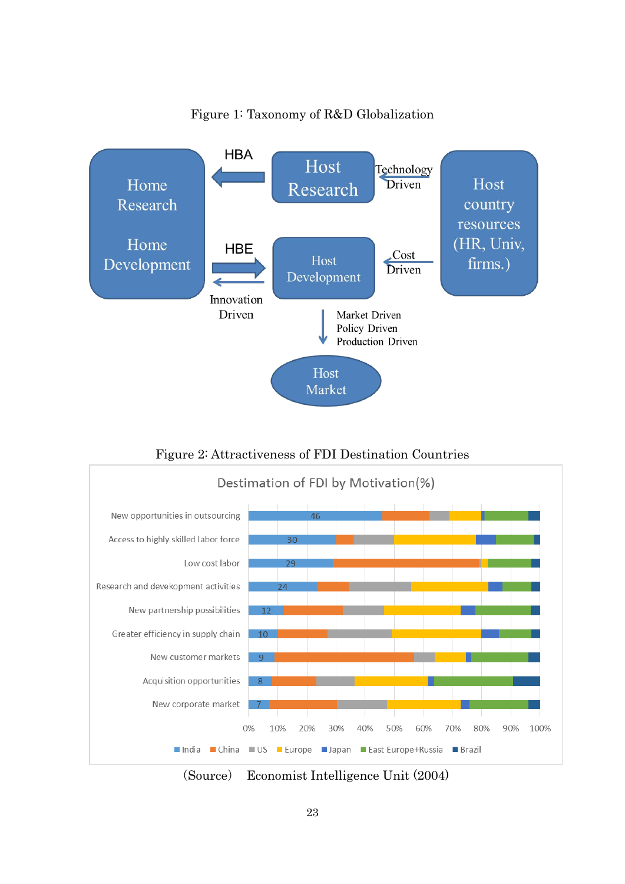Figure 1: Taxonomy of R&D Globalization

Home Research

Home Development

HBA

HBE

Innovation Driven

Host Research

Host Development

Technology Driven

Cost Driven

Host country resources (HR, Univ, firms.)

Market Driven
Policy Driven
Production Driven

Host Market

Figure 2: Attractiveness of FDI Destination Countries

Destimation of FDI by Motivation(%)

New opportunities in outsourcing 46
Access to highly skilled labor force 30
Low cost labor 29
Research and development activities 24
New partnership possibilities 12
Greater efficiency in supply chain 10
New customer markets 9
Acquisition opportunities 8
New corporate market 7

India, China, US, Europe, Japan, East Europe+Russia, Brazil

(Source) Economist Intelligence Unit (2004)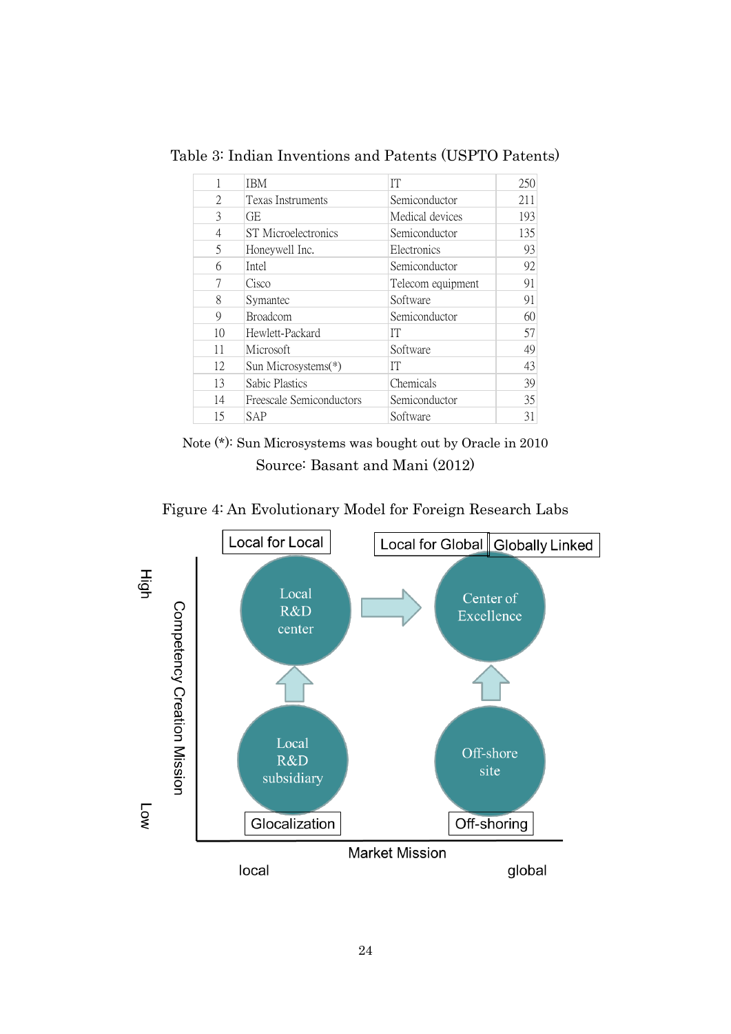Table 3: Indian Inventions and Patents (USPTO Patents)

| | | | |
|---|---|---|---|
| 1 | IBM | IT | 250 |
| 2 | Texas Instruments | Semiconductor | 211 |
| 3 | GE | Medical devices | 193 |
| 4 | ST Microelectronics | Semiconductor | 135 |
| 5 | Honeywell Inc. | Electronics | 93 |
| 6 | Intel | Semiconductor | 92 |
| 7 | Cisco | Telecom equipment | 91 |
| 8 | Symantec | Software | 91 |
| 9 | Broadcom | Semiconductor | 60 |
| 10 | Hewlett-Packard | IT | 57 |
| 11 | Microsoft | Software | 49 |
| 12 | Sun Microsystems(*) | IT | 43 |
| 13 | Sabic Plastics | Chemicals | 39 |
| 14 | Freescale Semiconductors | Semiconductor | 35 |
| 15 | SAP | Software | 31 |

Note (*): Sun Microsystems was bought out by Oracle in 2010

Source: Basant and Mani (2012)

Figure 4: An Evolutionary Model for Foreign Research Labs

Local for Local

Local for Global

Globally Linked

Local R&D center

Center of Excellence

Local R&D subsidiary

Off-shore site

Glocalization

Off-shoring

High

Competency Creation Mission

Low

Market Mission

local

global